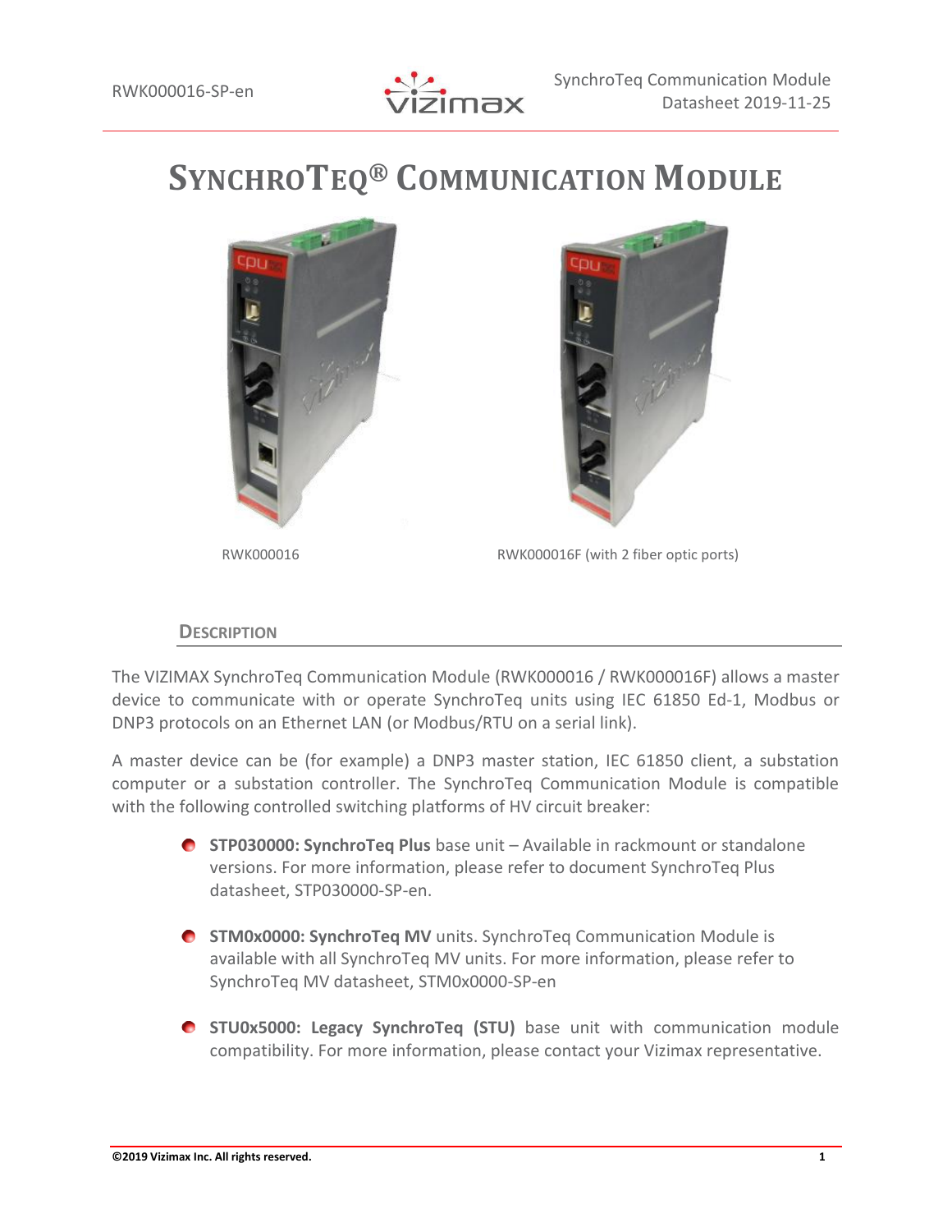# SYNCHROTEQ® COMMUNICATION MODULE

RWK000016

RWK000016F (with 2 fiber optic ports)

## DESCRIPTION

The VIZIMAX SynchroTeq Communication Module (RWK000016 / RWK000016F) allows a master device to communicate with or operate SynchroTeq units using IEC 61850 Ed-1, Modbus or DNP3 protocols on an Ethernet LAN (or Modbus/RTU on a serial link).

A master device can be (for example) a DNP3 master station, IEC 61850 client, a substation computer or a substation controller. The SynchroTeq Communication Module is compatible with the following controlled switching platforms of HV circuit breaker:

- **STP030000: SynchroTeq Plus** base unit – Available in rackmount or standalone versions. For more information, please refer to document SynchroTeq Plus datasheet, STP030000-SP-en.
- **STM0x0000: SynchroTeq MV** units. SynchroTeq Communication Module is available with all SynchroTeq MV units. For more information, please refer to SynchroTeq MV datasheet, STM0x0000-SP-en
- **STU0x5000: Legacy SynchroTeq (STU)** base unit with communication module compatibility. For more information, please contact your Vizimax representative.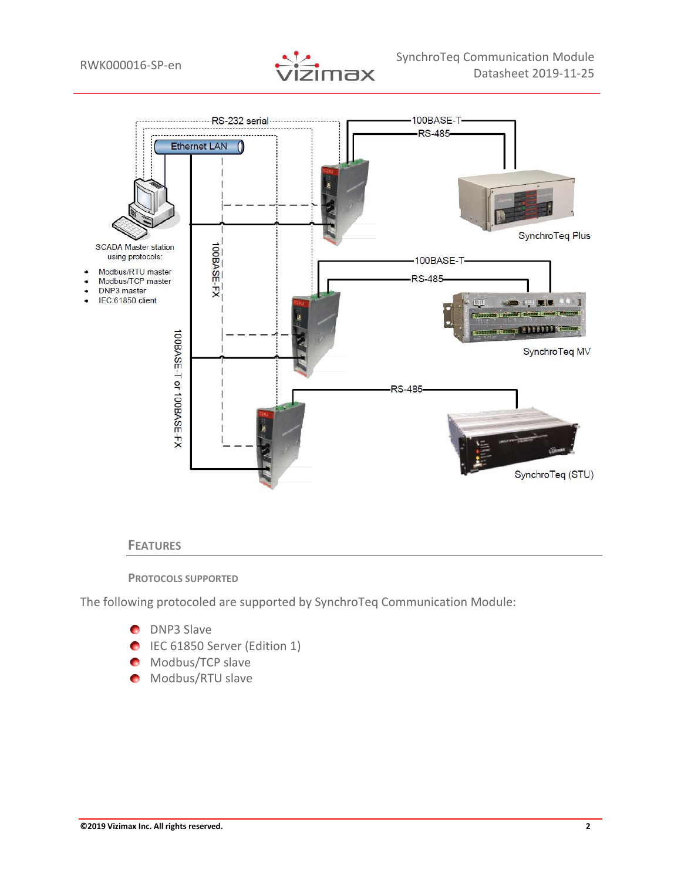## Features

### Protocols supported

The following protocoled are supported by SynchroTeq Communication Module:

- DNP3 Slave
- IEC 61850 Server (Edition 1)
- Modbus/TCP slave
- Modbus/RTU slave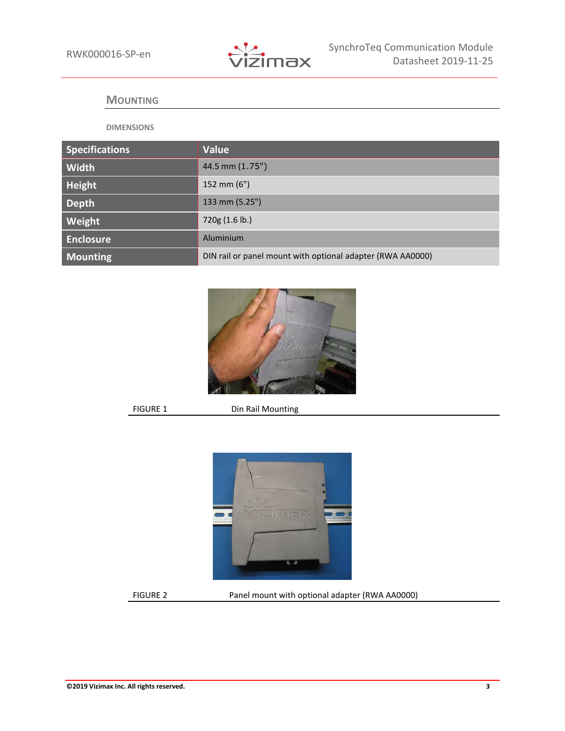## Mounting

### DIMENSIONS

| Specifications | Value |
| --- | --- |
| Width | 44.5 mm (1.75") |
| Height | 152 mm (6") |
| Depth | 133 mm (5.25") |
| Weight | 720g (1.6 lb.) |
| Enclosure | Aluminium |
| Mounting | DIN rail or panel mount with optional adapter (RWA AA0000) |

FIGURE 1 Din Rail Mounting

FIGURE 2 Panel mount with optional adapter (RWA AA0000)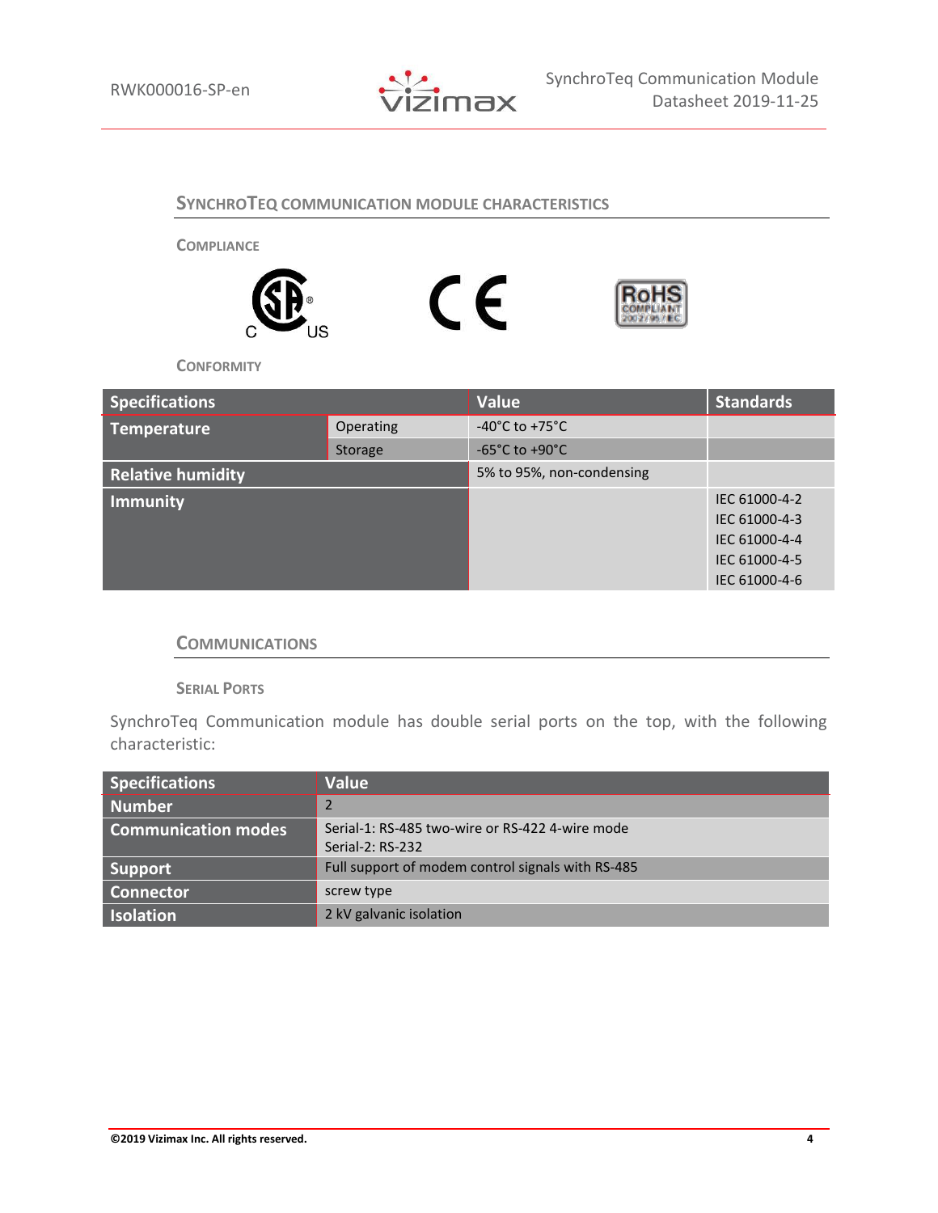## SynchroTeq Communication Module Characteristics

### Compliance

### Conformity

| Specifications | | Value | Standards |
|---|---|---|---|
| Temperature | Operating | -40°C to +75°C | |
| | Storage | -65°C to +90°C | |
| Relative humidity | | 5% to 95%, non-condensing | |
| Immunity | | | IEC 61000-4-2<br>IEC 61000-4-3<br>IEC 61000-4-4<br>IEC 61000-4-5<br>IEC 61000-4-6 |

## Communications

### Serial Ports

SynchroTeq Communication module has double serial ports on the top, with the following characteristic:

| Specifications | Value |
|---|---|
| Number | 2 |
| Communication modes | Serial-1: RS-485 two-wire or RS-422 4-wire mode<br>Serial-2: RS-232 |
| Support | Full support of modem control signals with RS-485 |
| Connector | screw type |
| Isolation | 2 kV galvanic isolation |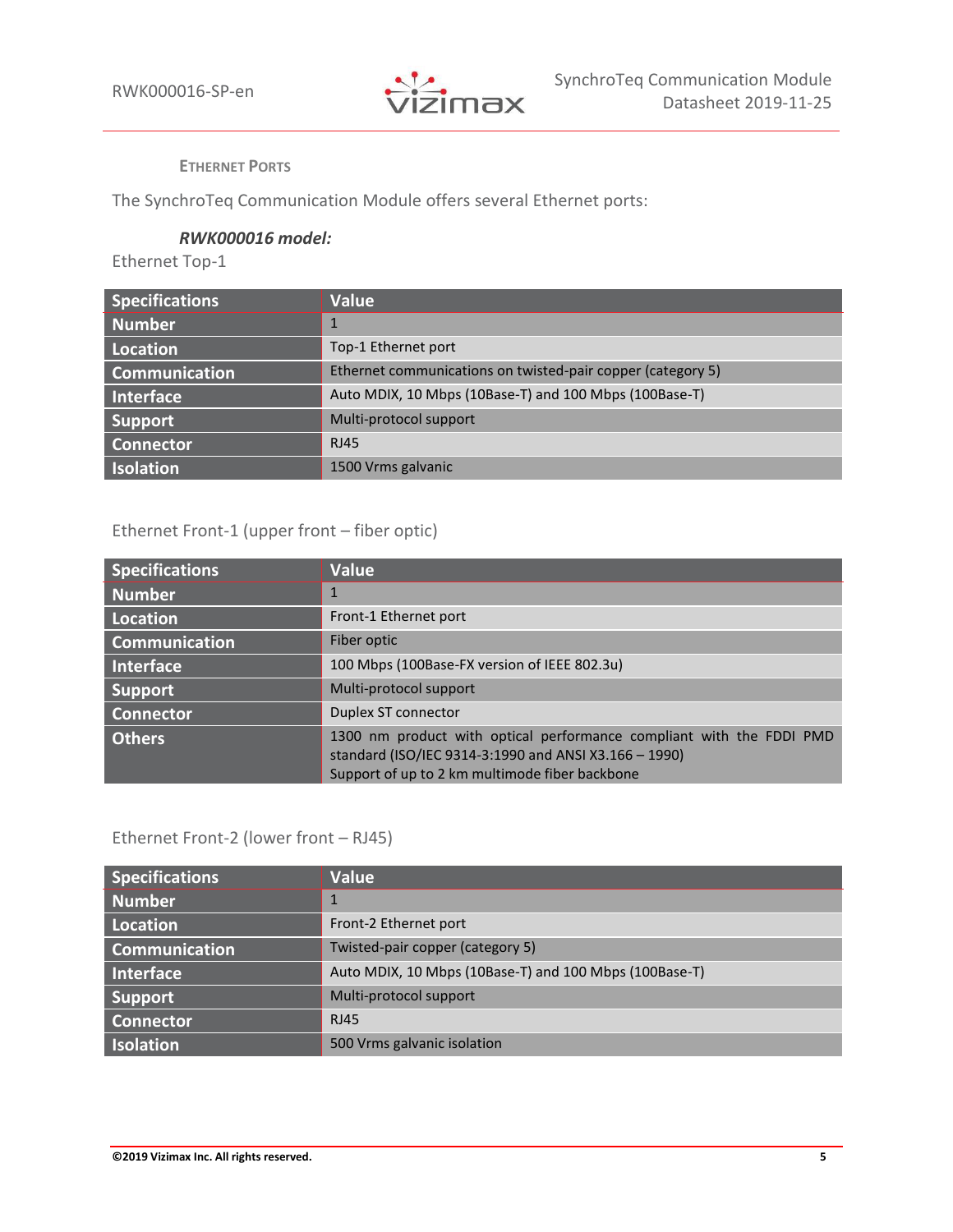### Ethernet Ports

The SynchroTeq Communication Module offers several Ethernet ports:

#### *RWK000016 model:*

Ethernet Top-1

| Specifications | Value |
| --- | --- |
| Number | 1 |
| Location | Top-1 Ethernet port |
| Communication | Ethernet communications on twisted-pair copper (category 5) |
| Interface | Auto MDIX, 10 Mbps (10Base-T) and 100 Mbps (100Base-T) |
| Support | Multi-protocol support |
| Connector | RJ45 |
| Isolation | 1500 Vrms galvanic |

Ethernet Front-1 (upper front – fiber optic)

| Specifications | Value |
| --- | --- |
| Number | 1 |
| Location | Front-1 Ethernet port |
| Communication | Fiber optic |
| Interface | 100 Mbps (100Base-FX version of IEEE 802.3u) |
| Support | Multi-protocol support |
| Connector | Duplex ST connector |
| Others | 1300 nm product with optical performance compliant with the FDDI PMD standard (ISO/IEC 9314-3:1990 and ANSI X3.166 – 1990)<br>Support of up to 2 km multimode fiber backbone |

Ethernet Front-2 (lower front – RJ45)

| Specifications | Value |
| --- | --- |
| Number | 1 |
| Location | Front-2 Ethernet port |
| Communication | Twisted-pair copper (category 5) |
| Interface | Auto MDIX, 10 Mbps (10Base-T) and 100 Mbps (100Base-T) |
| Support | Multi-protocol support |
| Connector | RJ45 |
| Isolation | 500 Vrms galvanic isolation |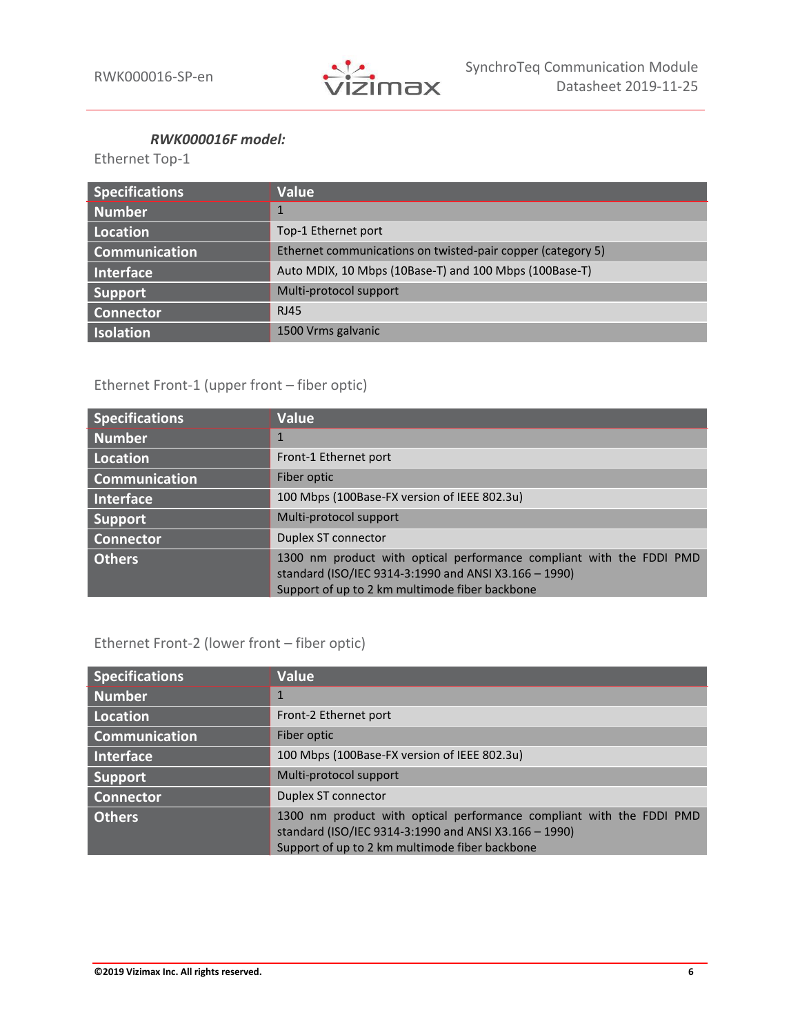### *RWK000016F model:*

Ethernet Top-1

| Specifications | Value |
| --- | --- |
| Number | 1 |
| Location | Top-1 Ethernet port |
| Communication | Ethernet communications on twisted-pair copper (category 5) |
| Interface | Auto MDIX, 10 Mbps (10Base-T) and 100 Mbps (100Base-T) |
| Support | Multi-protocol support |
| Connector | RJ45 |
| Isolation | 1500 Vrms galvanic |

Ethernet Front-1 (upper front – fiber optic)

| Specifications | Value |
| --- | --- |
| Number | 1 |
| Location | Front-1 Ethernet port |
| Communication | Fiber optic |
| Interface | 100 Mbps (100Base-FX version of IEEE 802.3u) |
| Support | Multi-protocol support |
| Connector | Duplex ST connector |
| Others | 1300 nm product with optical performance compliant with the FDDI PMD standard (ISO/IEC 9314-3:1990 and ANSI X3.166 – 1990)<br>Support of up to 2 km multimode fiber backbone |

Ethernet Front-2 (lower front – fiber optic)

| Specifications | Value |
| --- | --- |
| Number | 1 |
| Location | Front-2 Ethernet port |
| Communication | Fiber optic |
| Interface | 100 Mbps (100Base-FX version of IEEE 802.3u) |
| Support | Multi-protocol support |
| Connector | Duplex ST connector |
| Others | 1300 nm product with optical performance compliant with the FDDI PMD standard (ISO/IEC 9314-3:1990 and ANSI X3.166 – 1990)<br>Support of up to 2 km multimode fiber backbone |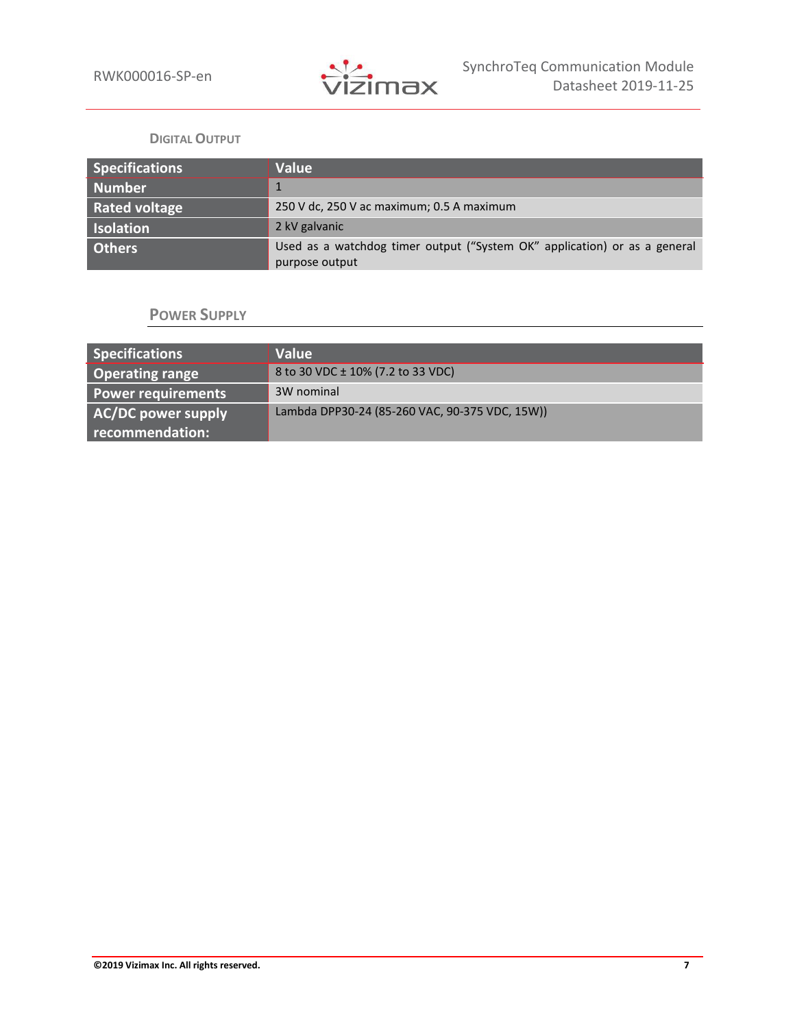### Digital Output

| Specifications | Value |
|---|---|
| Number | 1 |
| Rated voltage | 250 V dc, 250 V ac maximum; 0.5 A maximum |
| Isolation | 2 kV galvanic |
| Others | Used as a watchdog timer output ("System OK" application) or as a general purpose output |

### Power Supply

| Specifications | Value |
|---|---|
| Operating range | 8 to 30 VDC ± 10% (7.2 to 33 VDC) |
| Power requirements | 3W nominal |
| AC/DC power supply recommendation: | Lambda DPP30-24 (85-260 VAC, 90-375 VDC, 15W)) |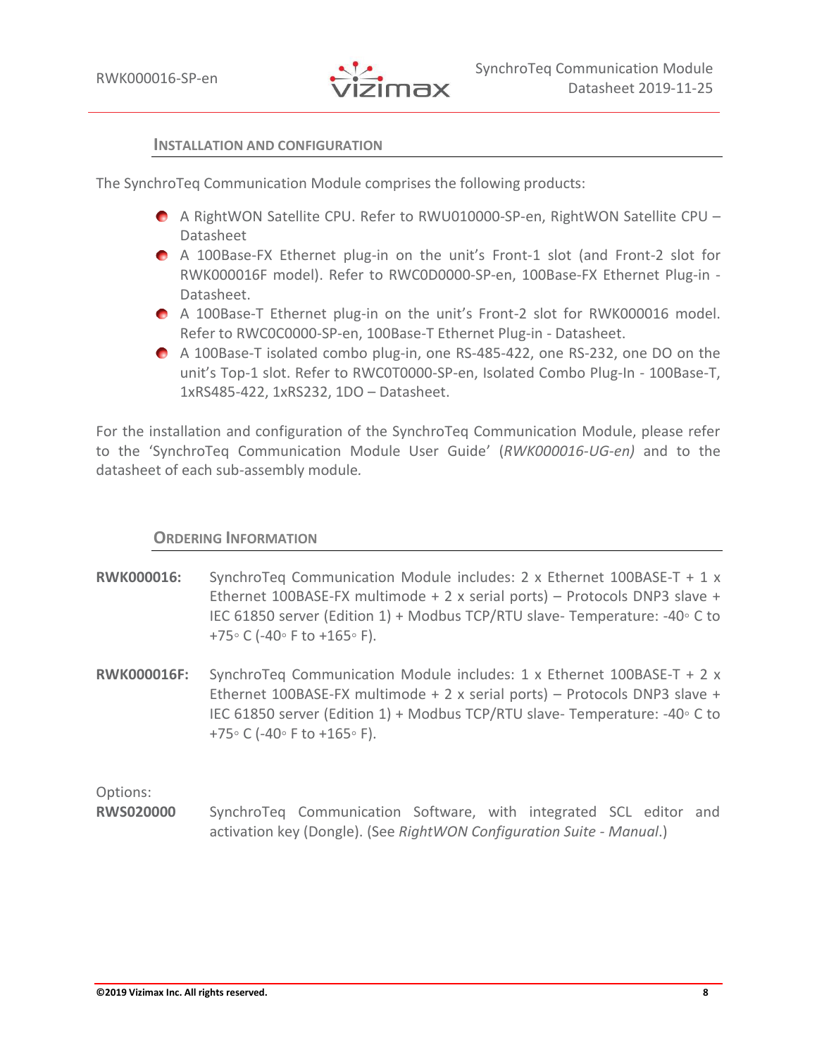## Installation and Configuration

The SynchroTeq Communication Module comprises the following products:

- A RightWON Satellite CPU. Refer to RWU010000-SP-en, RightWON Satellite CPU – Datasheet
- A 100Base-FX Ethernet plug-in on the unit's Front-1 slot (and Front-2 slot for RWK000016F model). Refer to RWC0D0000-SP-en, 100Base-FX Ethernet Plug-in - Datasheet.
- A 100Base-T Ethernet plug-in on the unit's Front-2 slot for RWK000016 model. Refer to RWC0C0000-SP-en, 100Base-T Ethernet Plug-in - Datasheet.
- A 100Base-T isolated combo plug-in, one RS-485-422, one RS-232, one DO on the unit's Top-1 slot. Refer to RWC0T0000-SP-en, Isolated Combo Plug-In - 100Base-T, 1xRS485-422, 1xRS232, 1DO – Datasheet.

For the installation and configuration of the SynchroTeq Communication Module, please refer to the 'SynchroTeq Communication Module User Guide' (*RWK000016-UG-en)* and to the datasheet of each sub-assembly module.

## Ordering Information

**RWK000016:** SynchroTeq Communication Module includes: 2 x Ethernet 100BASE-T + 1 x Ethernet 100BASE-FX multimode + 2 x serial ports) – Protocols DNP3 slave + IEC 61850 server (Edition 1) + Modbus TCP/RTU slave- Temperature: -40◦ C to +75◦ C (-40◦ F to +165◦ F).

**RWK000016F:** SynchroTeq Communication Module includes: 1 x Ethernet 100BASE-T + 2 x Ethernet 100BASE-FX multimode + 2 x serial ports) – Protocols DNP3 slave + IEC 61850 server (Edition 1) + Modbus TCP/RTU slave- Temperature: -40◦ C to +75◦ C (-40◦ F to +165◦ F).

Options:

**RWS020000** SynchroTeq Communication Software, with integrated SCL editor and activation key (Dongle). (See *RightWON Configuration Suite - Manual*.)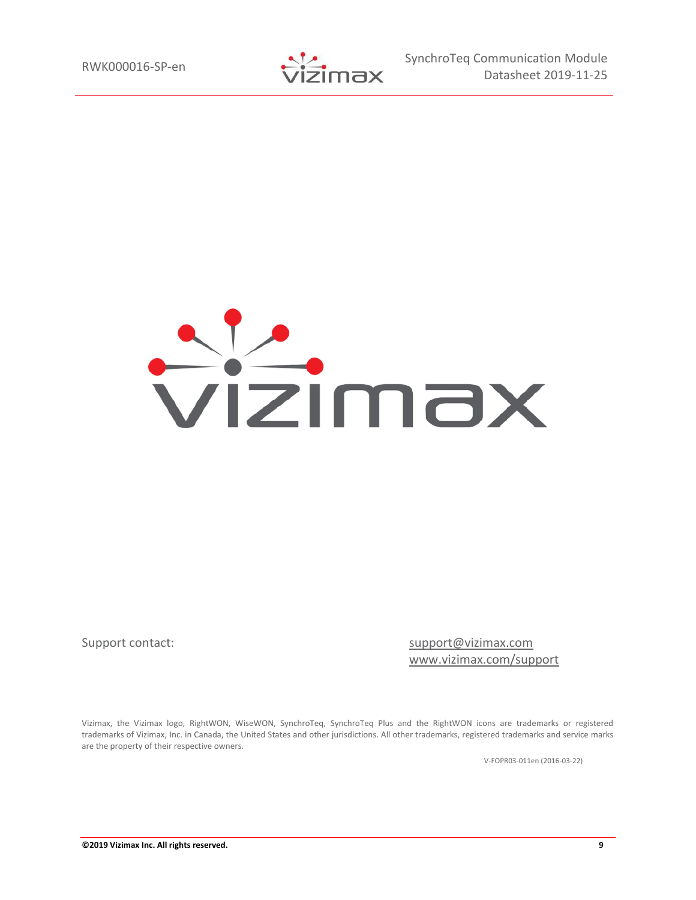Support contact: support@vizimax.com
www.vizimax.com/support

Vizimax, the Vizimax logo, RightWON, WiseWON, SynchroTeq, SynchroTeq Plus and the RightWON icons are trademarks or registered trademarks of Vizimax, Inc. in Canada, the United States and other jurisdictions. All other trademarks, registered trademarks and service marks are the property of their respective owners.

V-FOPR03-011en (2016-03-22)